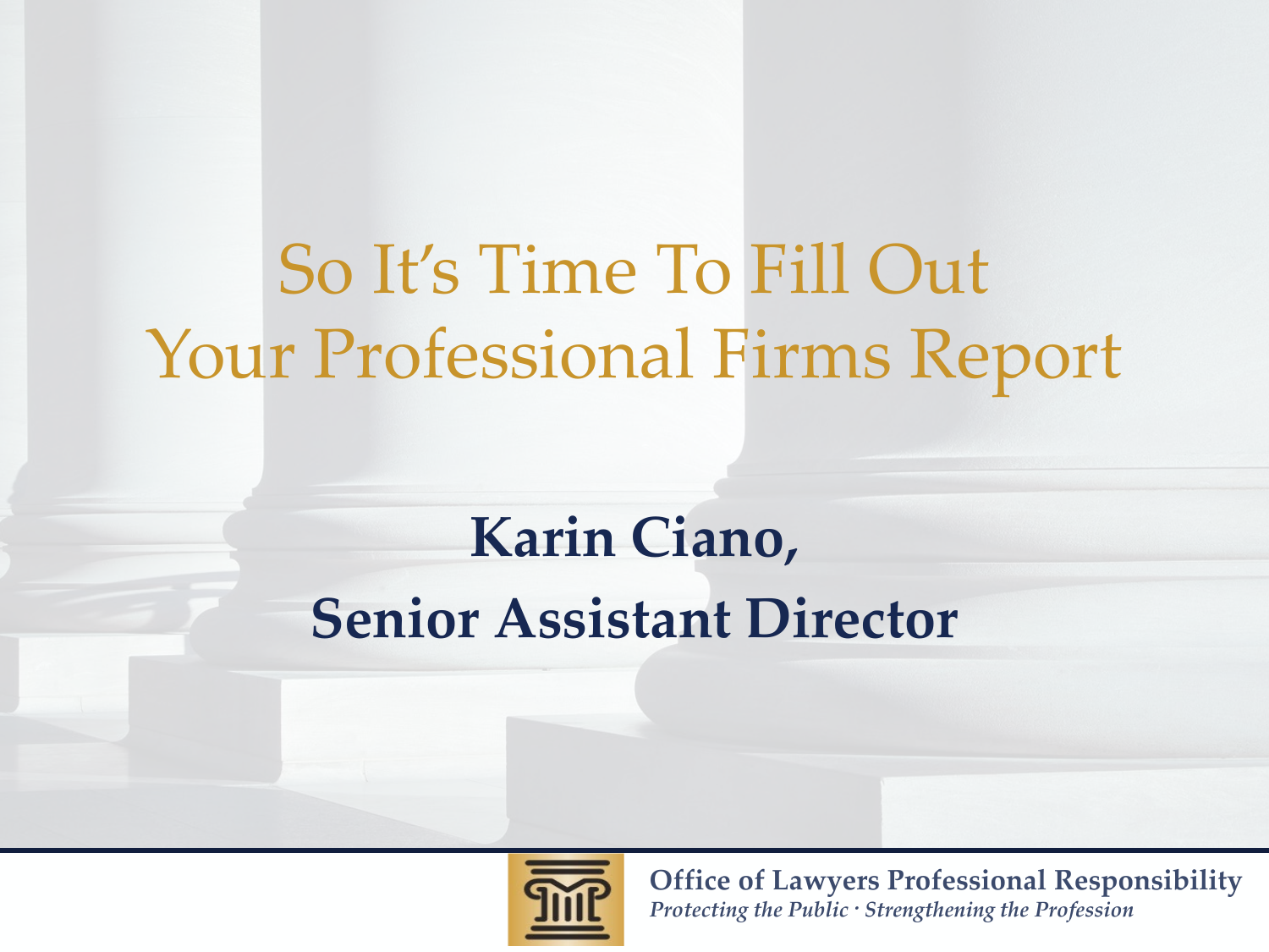# So It's Time To Fill Out Your Professional Firms Report

**Karin Ciano,**

**Senior Assistant Director**

**Office of Lawyers Professional Responsibility**

*Protecting the Public · Strengthening the Profession*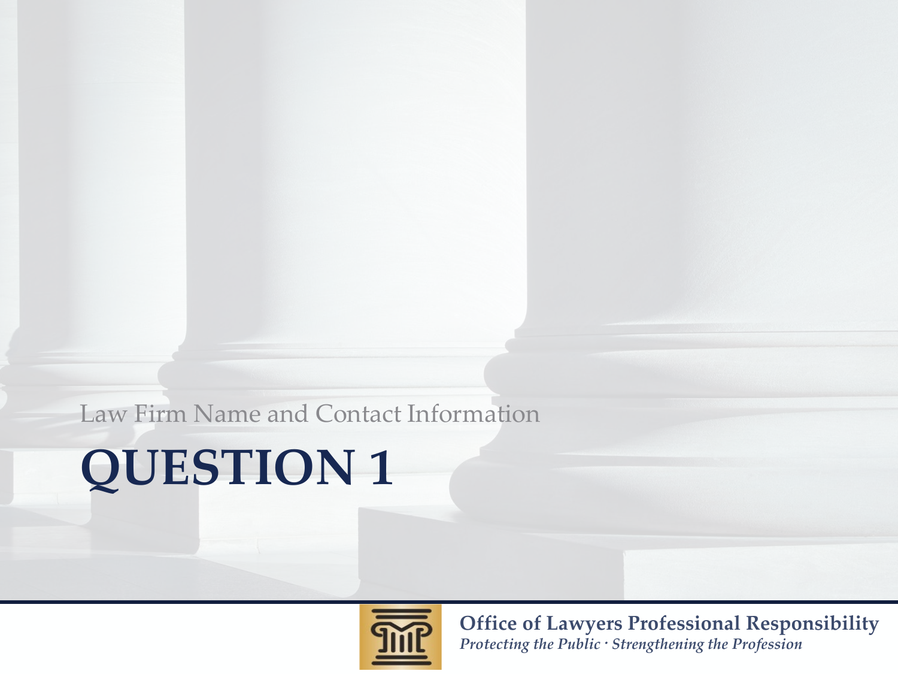Law Firm Name and Contact Information

# QUESTION 1

**Office of Lawyers Professional Responsibility**
*Protecting the Public · Strengthening the Profession*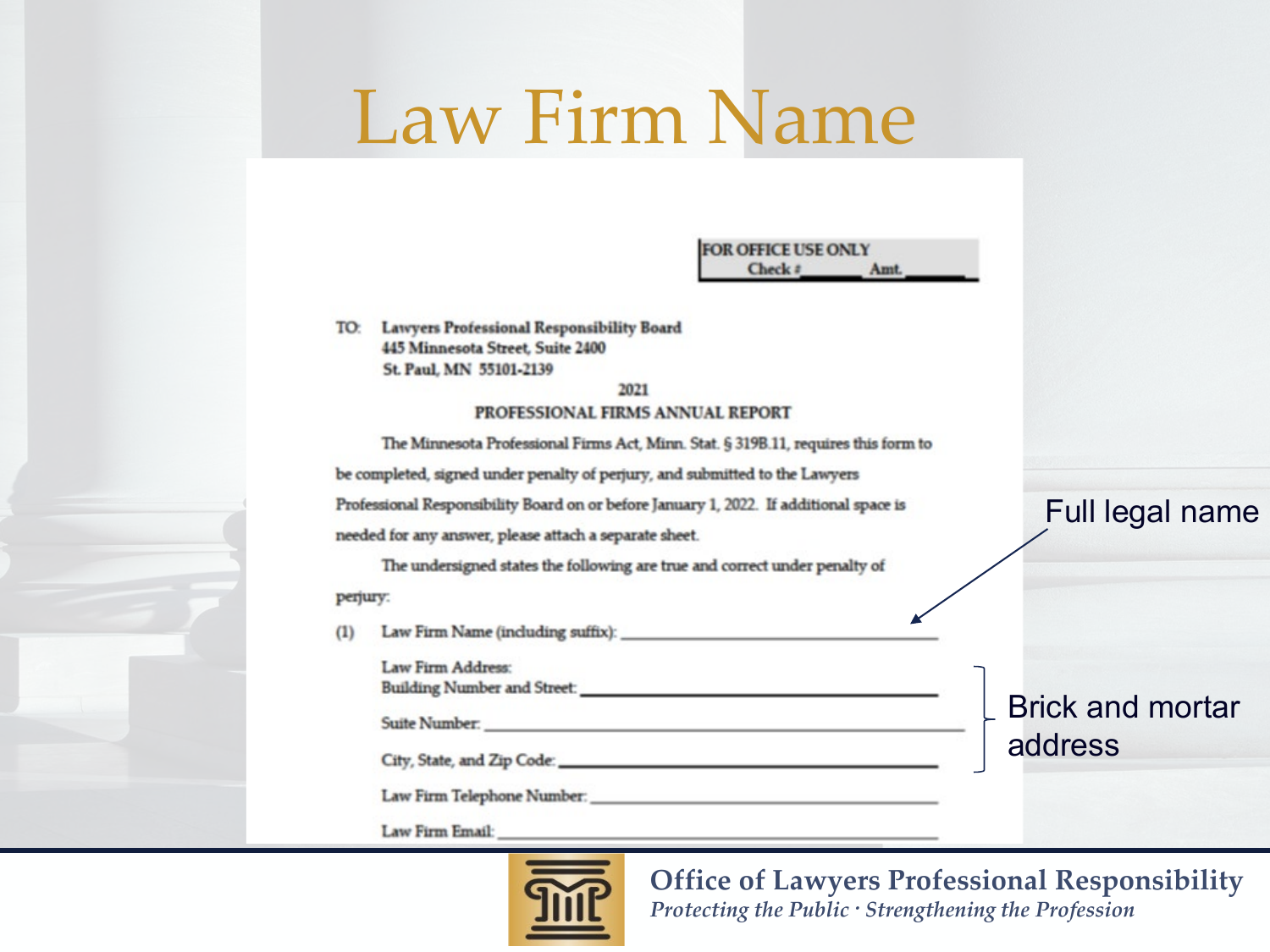# Law Firm Name

FOR OFFICE USE ONLY
Check # ________ Amt. ________

TO: **Lawyers Professional Responsibility Board**
**445 Minnesota Street, Suite 2400**
**St. Paul, MN 55101-2139**

**2021**
**PROFESSIONAL FIRMS ANNUAL REPORT**

The Minnesota Professional Firms Act, Minn. Stat. § 319B.11, requires this form to be completed, signed under penalty of perjury, and submitted to the Lawyers Professional Responsibility Board on or before January 1, 2022. If additional space is needed for any answer, please attach a separate sheet.

The undersigned states the following are true and correct under penalty of perjury:

(1) Law Firm Name (including suffix): ______________________________ ← Full legal name

Law Firm Address:
Building Number and Street: ______________________________
Suite Number: ______________________________
City, State, and Zip Code: ______________________________

} Brick and mortar address

Law Firm Telephone Number: ______________________________

Law Firm Email: ______________________________

**Office of Lawyers Professional Responsibility**
*Protecting the Public · Strengthening the Profession*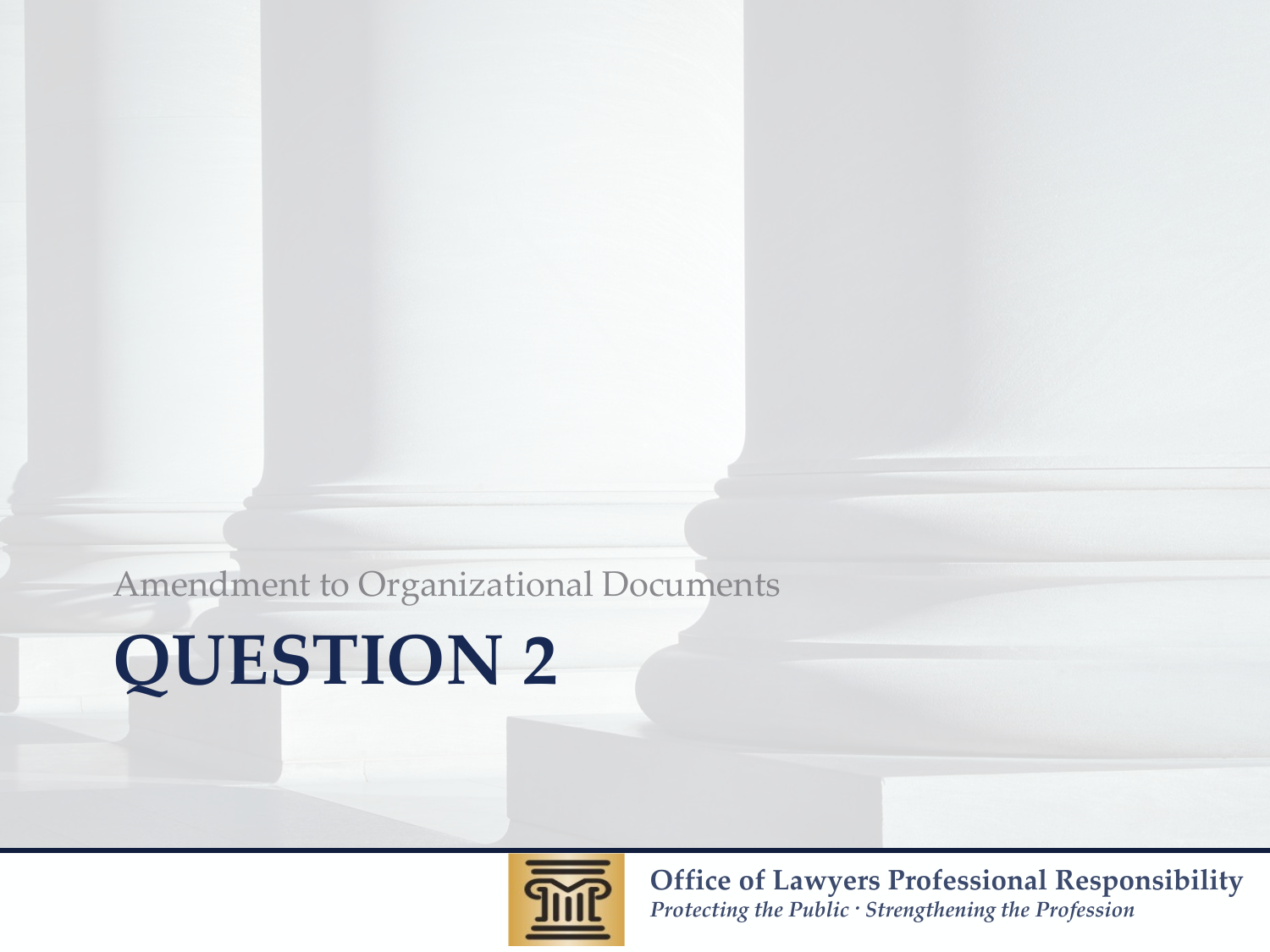Amendment to Organizational Documents

# QUESTION 2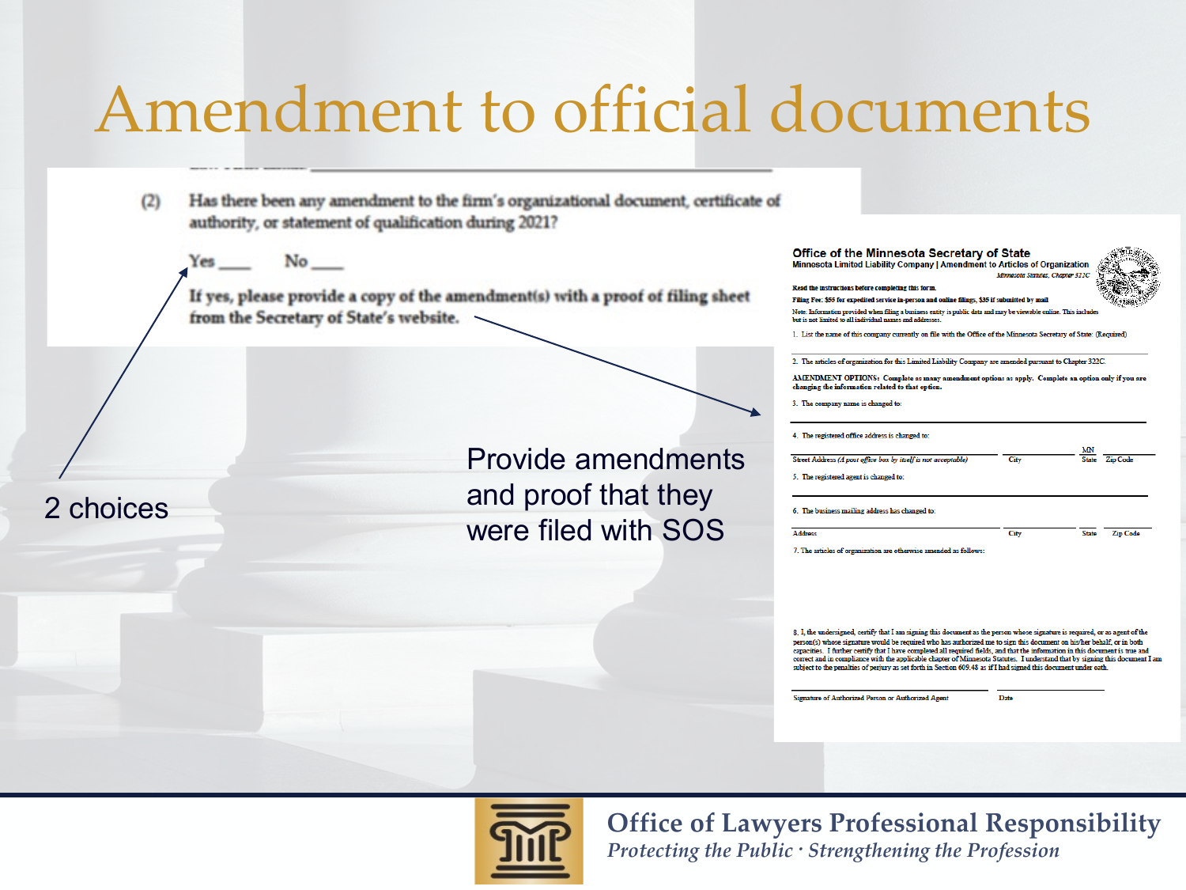# Amendment to official documents

(2) Has there been any amendment to the firm's organizational document, certificate of authority, or statement of qualification during 2021?

Yes ____ No ____

If yes, please provide a copy of the amendment(s) with a proof of filing sheet from the Secretary of State's website.

2 choices

Provide amendments and proof that they were filed with SOS

**Office of the Minnesota Secretary of State**
**Minnesota Limited Liability Company | Amendment to Articles of Organization**
*Minnesota Statutes, Chapter 322C*

**Read the instructions before completing this form.**

**Filing Fee: $55 for expedited service in-person and online filings, $35 if submitted by mail**

Note: Information provided when filing a business entity is public data and may be viewable online. This includes but is not limited to all individual names and addresses.

1. List the name of this company currently on file with the Office of the Minnesota Secretary of State: (Required)

2. The articles of organization for this Limited Liability Company are amended pursuant to Chapter 322C.

**AMENDMENT OPTIONS: Complete as many amendment options as apply. Complete an option only if you are changing the information related to that option.**

3. The company name is changed to:

4. The registered office address is changed to:

Street Address *(A post office box by itself is not acceptable)* | City | MN State | Zip Code

5. The registered agent is changed to:

6. The business mailing address has changed to:

Address | City | State | Zip Code

7. The articles of organization are otherwise amended as follows:

8. I, the undersigned, certify that I am signing this document as the person whose signature is required, or as agent of the person(s) whose signature would be required who has authorized me to sign this document on his/her behalf, or in both capacities. I further certify that I have completed all required fields, and that the information in this document is true and correct and in compliance with the applicable chapter of Minnesota Statutes. I understand that by signing this document I am subject to the penalties of perjury as set forth in Section 609.48 as if I had signed this document under oath.

Signature of Authorized Person or Authorized Agent | Date

**Office of Lawyers Professional Responsibility**
*Protecting the Public · Strengthening the Profession*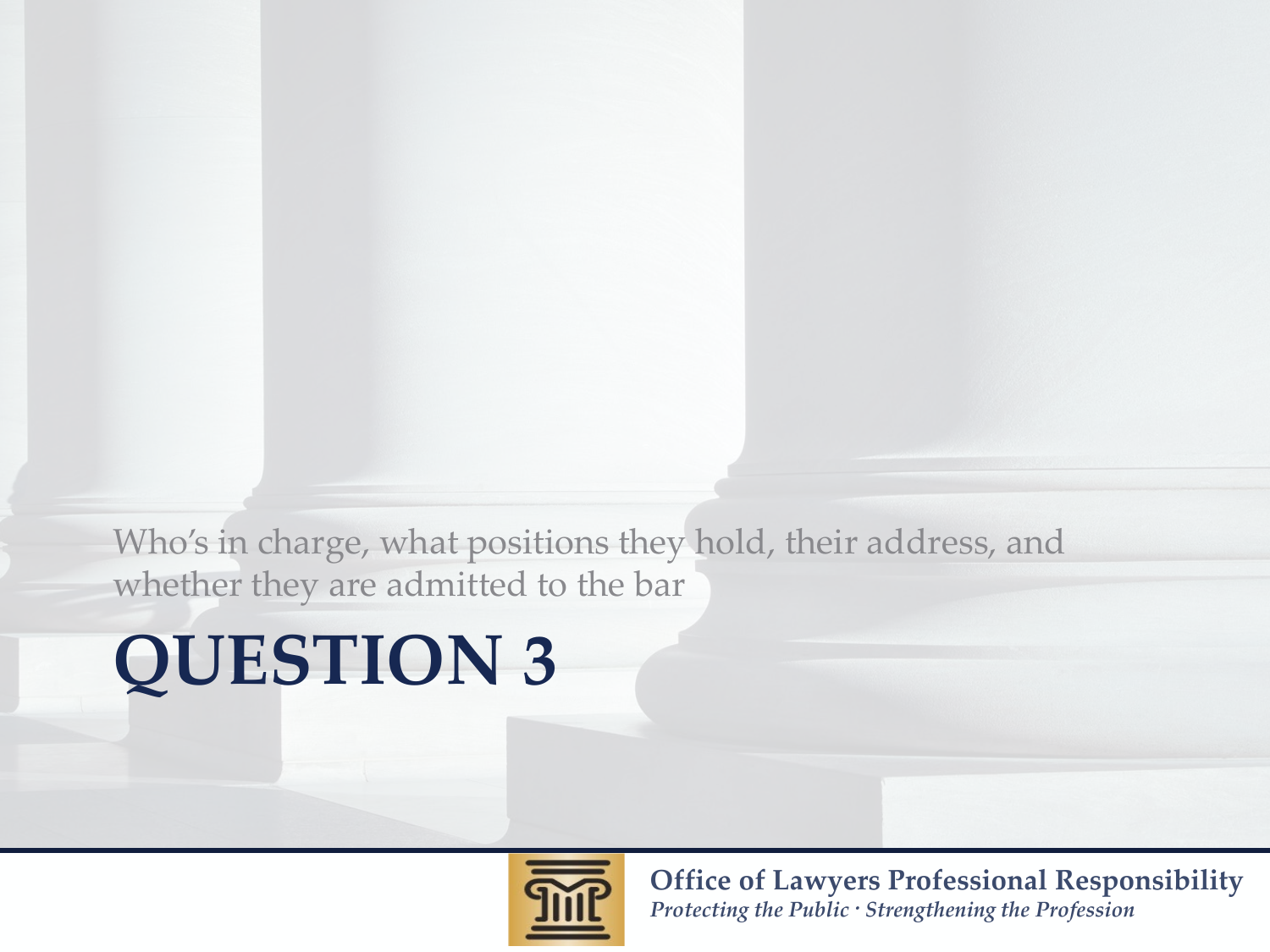Who's in charge, what positions they hold, their address, and whether they are admitted to the bar

# QUESTION 3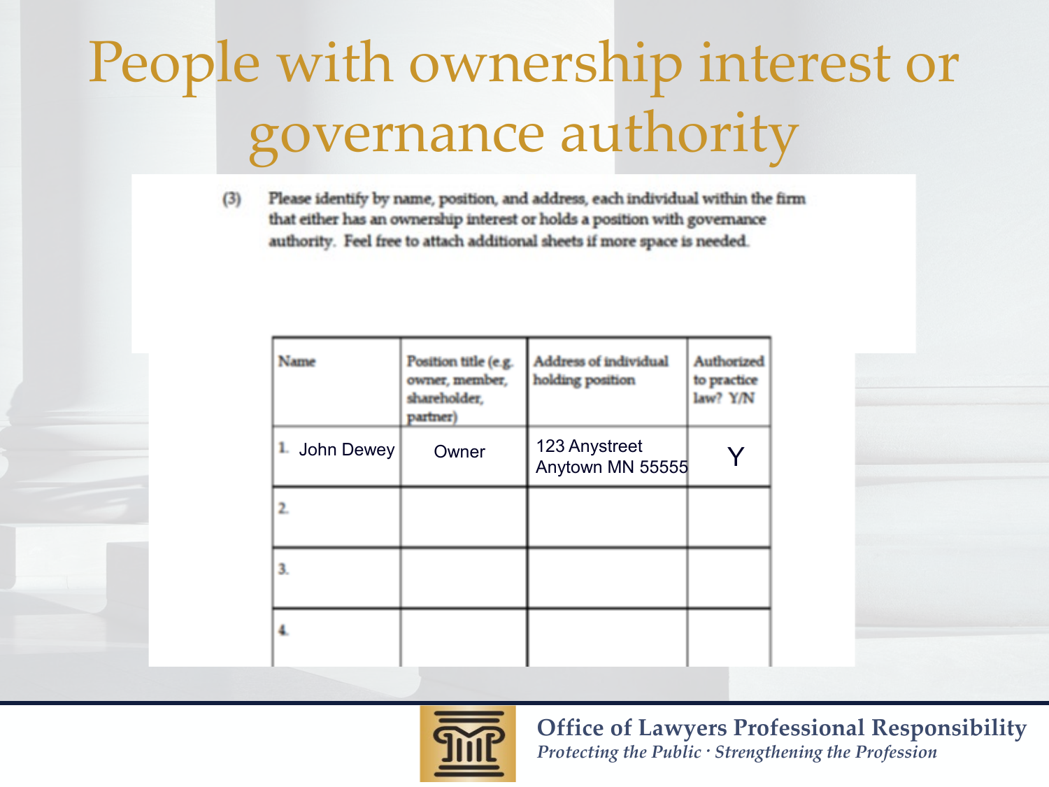# People with ownership interest or governance authority

(3) Please identify by name, position, and address, each individual within the firm that either has an ownership interest or holds a position with governance authority. Feel free to attach additional sheets if more space is needed.

| Name | Position title (e.g. owner, member, shareholder, partner) | Address of individual holding position | Authorized to practice law? Y/N |
| --- | --- | --- | --- |
| 1. John Dewey | Owner | 123 Anystreet Anytown MN 55555 | Y |
| 2. | | | |
| 3. | | | |
| 4. | | | |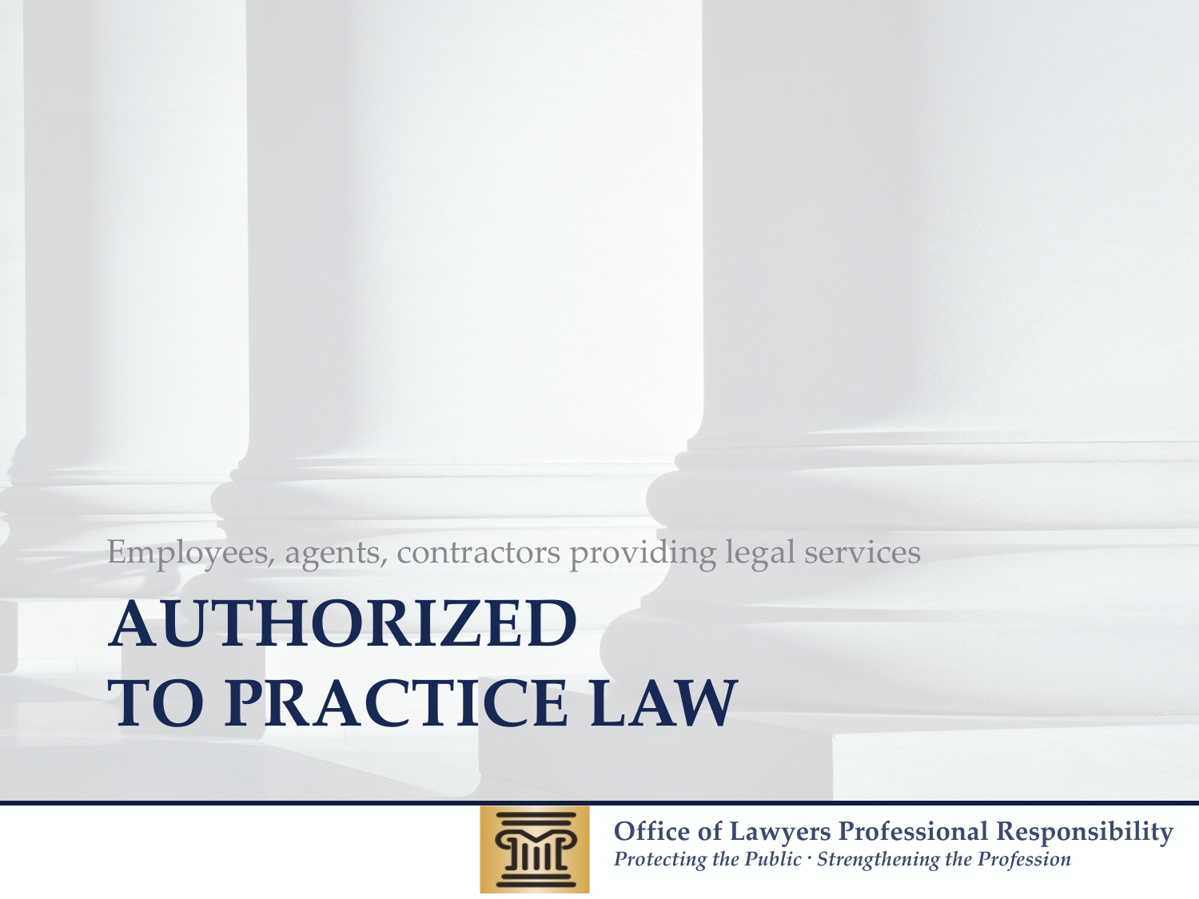Employees, agents, contractors providing legal services

# AUTHORIZED TO PRACTICE LAW

**Office of Lawyers Professional Responsibility**

*Protecting the Public · Strengthening the Profession*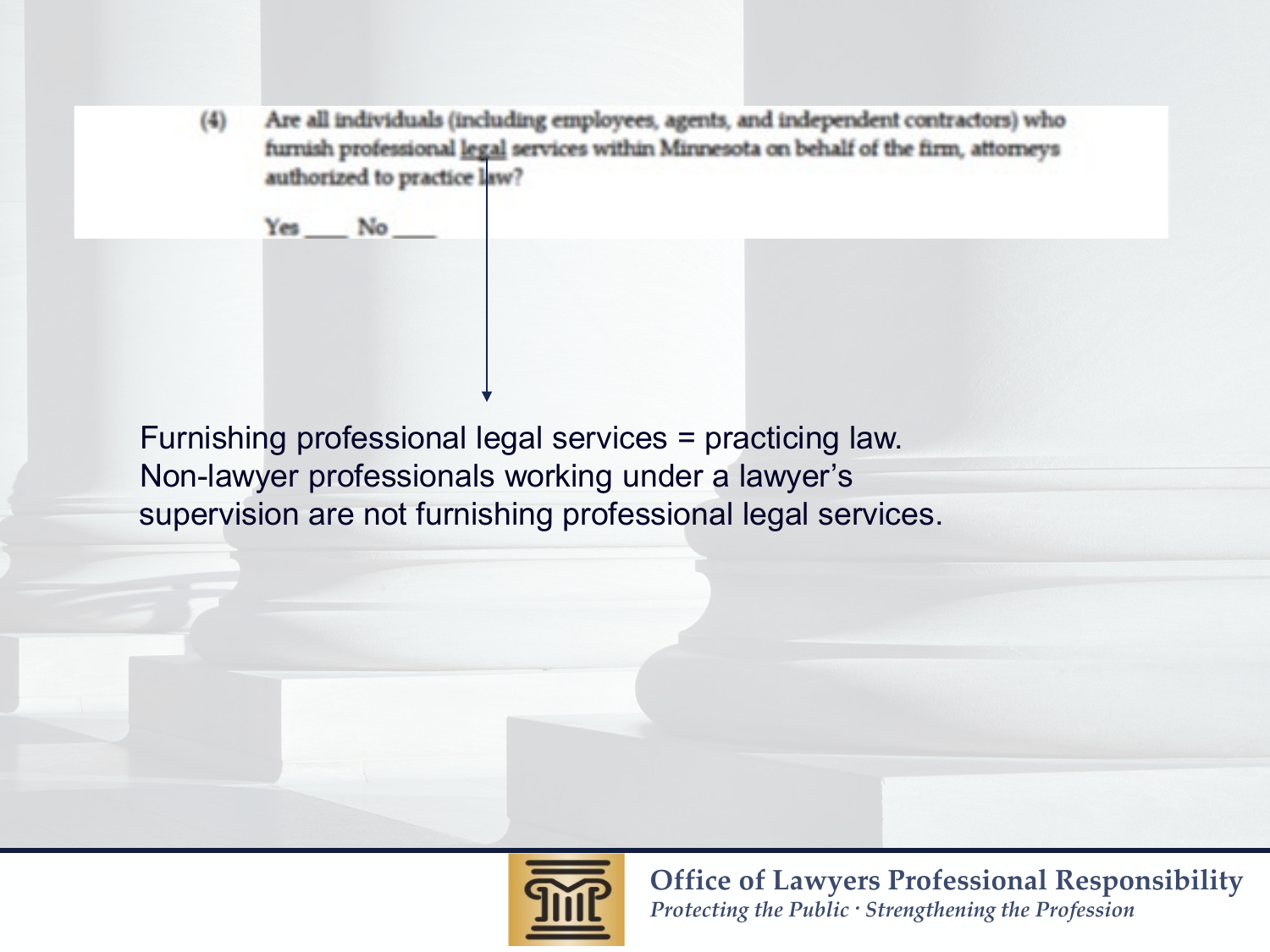(4) Are all individuals (including employees, agents, and independent contractors) who furnish professional legal services within Minnesota on behalf of the firm, attorneys authorized to practice law?

Yes ____ No ____

Furnishing professional legal services = practicing law. Non-lawyer professionals working under a lawyer's supervision are not furnishing professional legal services.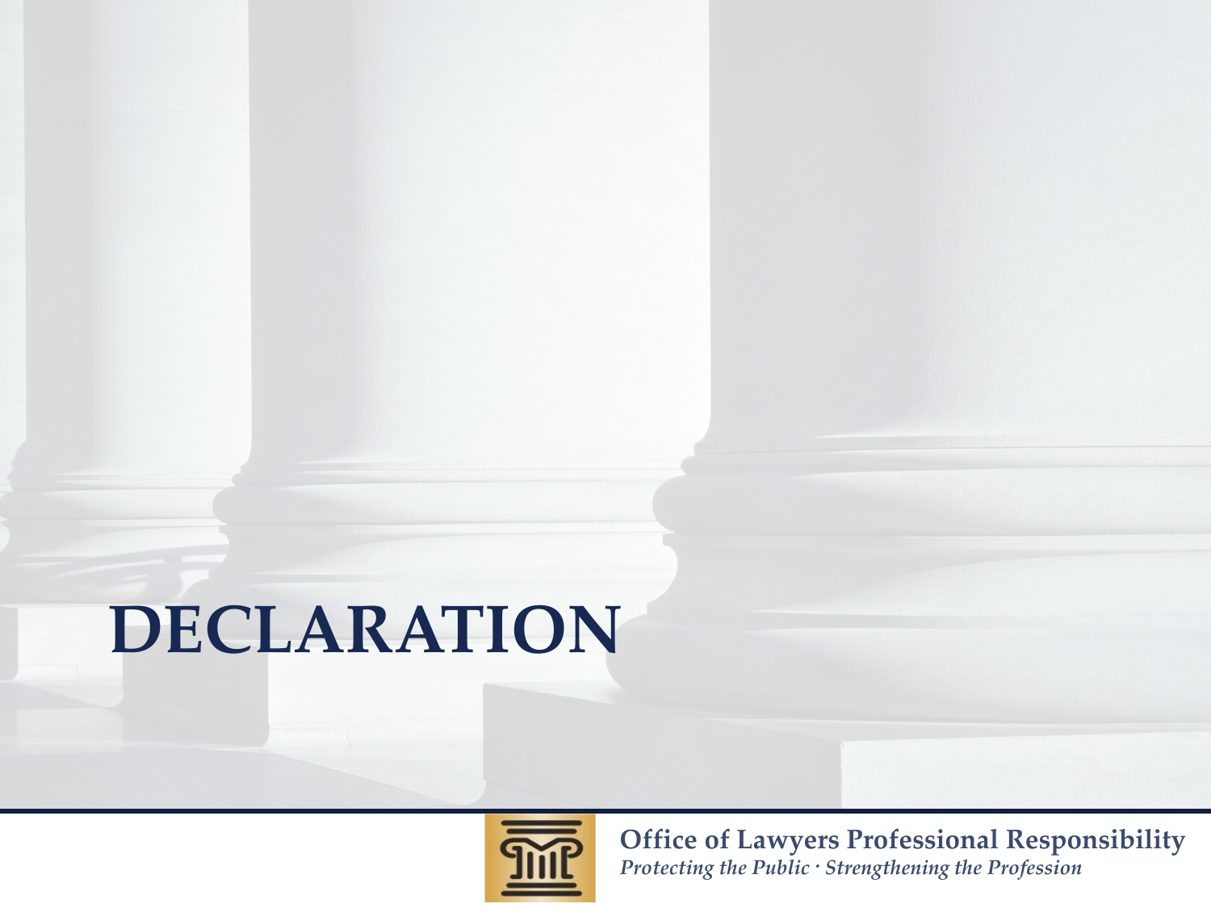# DECLARATION

**Office of Lawyers Professional Responsibility**
*Protecting the Public · Strengthening the Profession*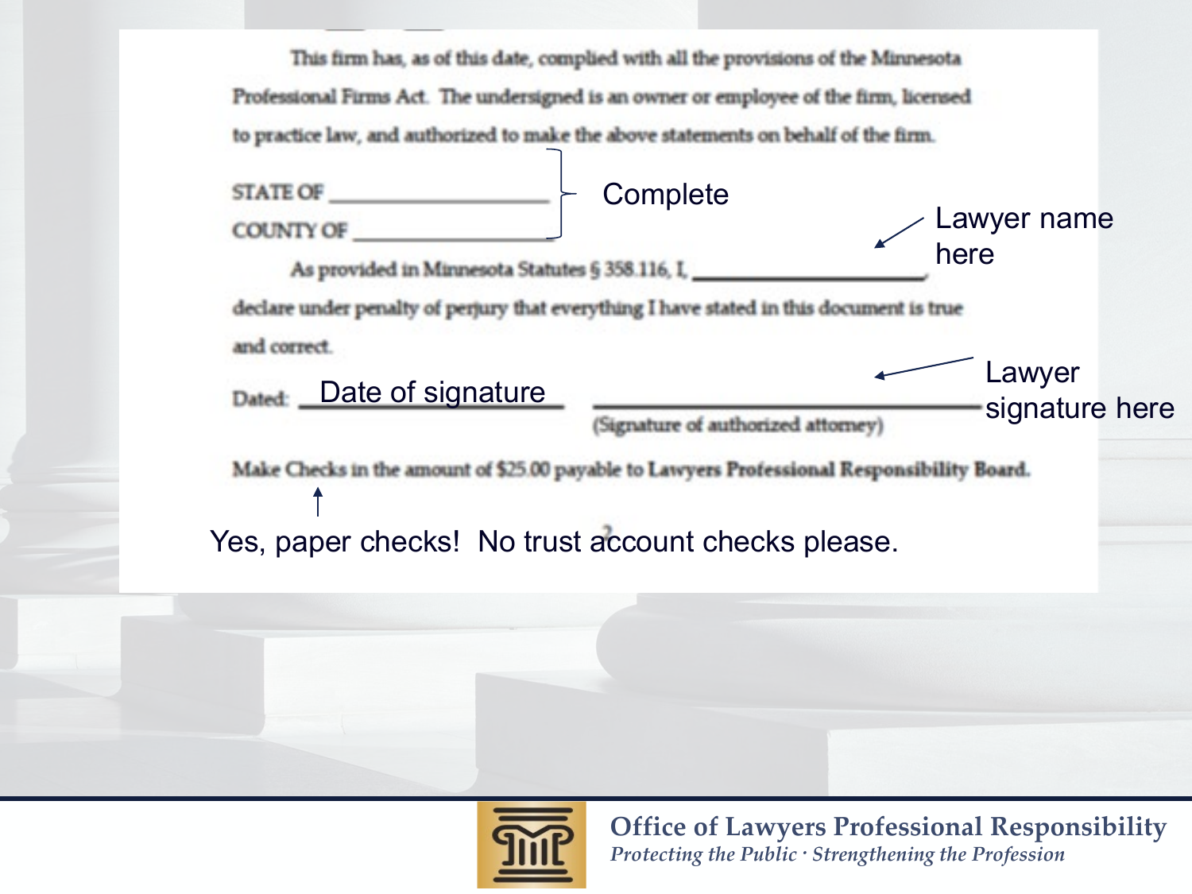This firm has, as of this date, complied with all the provisions of the Minnesota Professional Firms Act. The undersigned is an owner or employee of the firm, licensed to practice law, and authorized to make the above statements on behalf of the firm.

STATE OF \_\_\_\_\_\_\_\_\_\_\_\_\_\_\_\_\_\_\_\_

COUNTY OF \_\_\_\_\_\_\_\_\_\_\_\_\_\_\_\_\_\_\_\_

Complete

As provided in Minnesota Statutes § 358.116, I, \_\_\_\_\_\_\_\_\_\_\_\_\_\_\_\_\_\_\_\_, declare under penalty of perjury that everything I have stated in this document is true and correct.

Lawyer name here

Dated: Date of signature \_\_\_\_\_\_\_\_\_\_\_\_\_\_\_\_\_\_\_\_\_\_\_\_\_\_\_\_\_\_

(Signature of authorized attorney)

Lawyer signature here

Make Checks in the amount of $25.00 payable to Lawyers Professional Responsibility Board.

Yes, paper checks! No trust account checks please.

**Office of Lawyers Professional Responsibility**

*Protecting the Public · Strengthening the Profession*